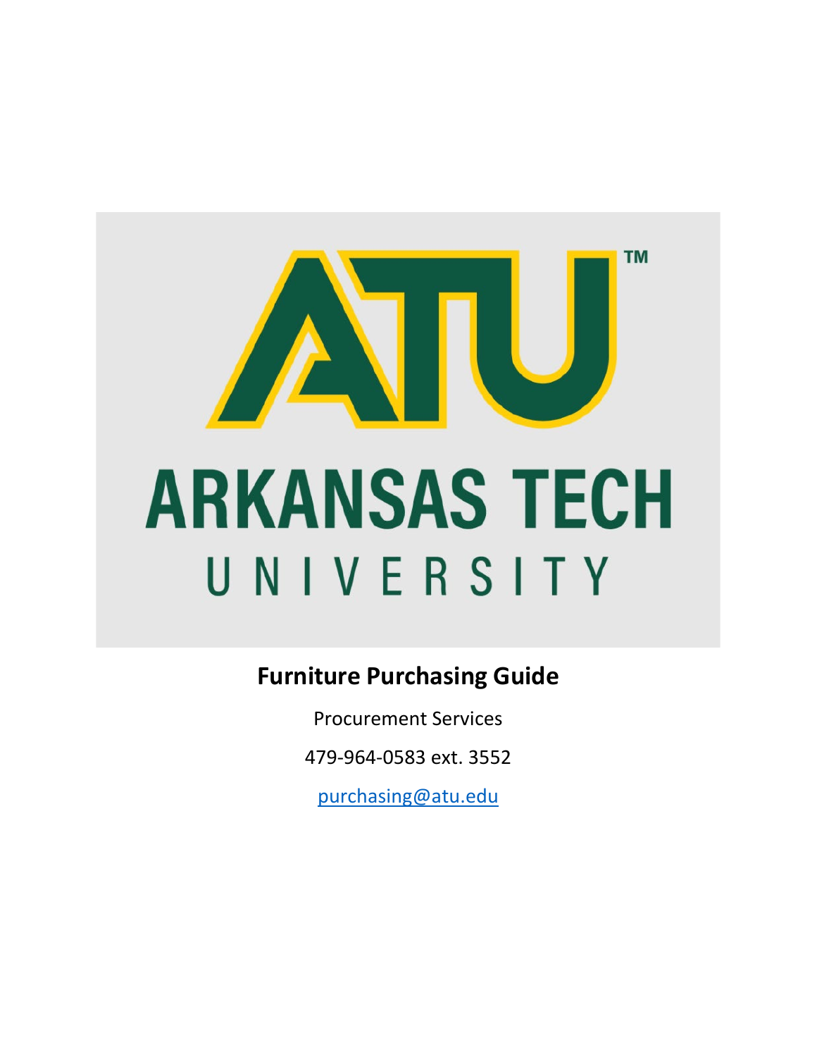# Furniture Purchasing Guide

Procurement Services

479-964-0583 ext. 3552

purchasing@atu.edu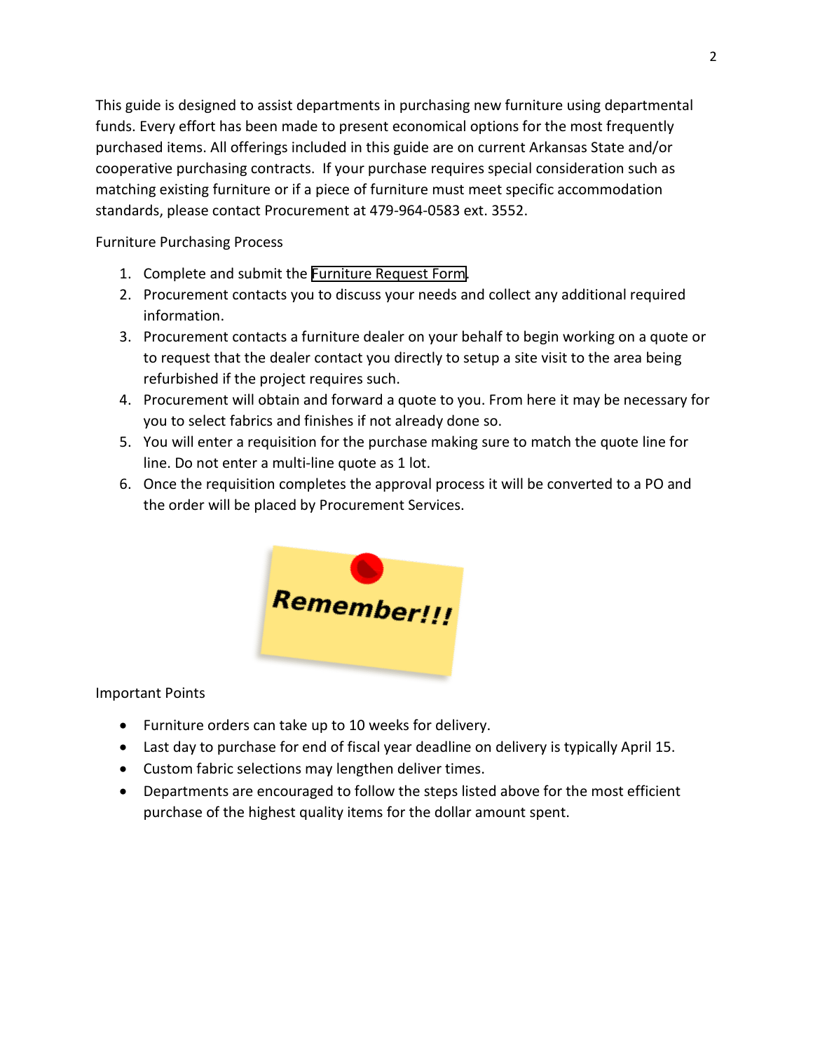This guide is designed to assist departments in purchasing new furniture using departmental funds. Every effort has been made to present economical options for the most frequently purchased items. All offerings included in this guide are on current Arkansas State and/or cooperative purchasing contracts. If your purchase requires special consideration such as matching existing furniture or if a piece of furniture must meet specific accommodation standards, please contact Procurement at 479-964-0583 ext. 3552.

Furniture Purchasing Process

1. Complete and submit the Furniture Request Form.
2. Procurement contacts you to discuss your needs and collect any additional required information.
3. Procurement contacts a furniture dealer on your behalf to begin working on a quote or to request that the dealer contact you directly to setup a site visit to the area being refurbished if the project requires such.
4. Procurement will obtain and forward a quote to you. From here it may be necessary for you to select fabrics and finishes if not already done so.
5. You will enter a requisition for the purchase making sure to match the quote line for line. Do not enter a multi-line quote as 1 lot.
6. Once the requisition completes the approval process it will be converted to a PO and the order will be placed by Procurement Services.

**Remember!!!**

Important Points

- Furniture orders can take up to 10 weeks for delivery.
- Last day to purchase for end of fiscal year deadline on delivery is typically April 15.
- Custom fabric selections may lengthen deliver times.
- Departments are encouraged to follow the steps listed above for the most efficient purchase of the highest quality items for the dollar amount spent.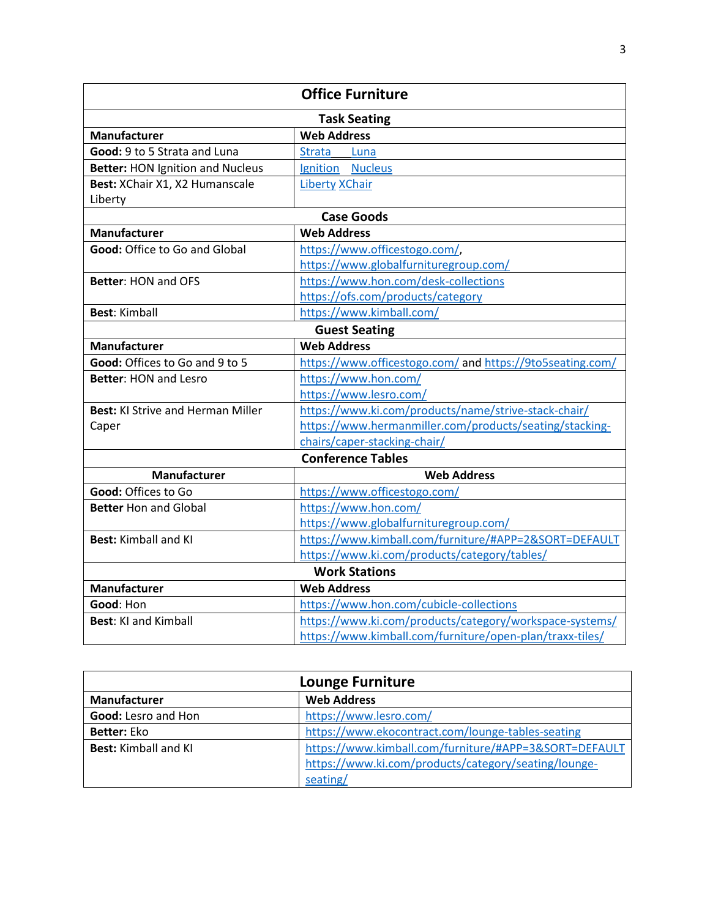| Office Furniture | |
|---|---|
| **Task Seating** | |
| **Manufacturer** | **Web Address** |
| **Good:** 9 to 5 Strata and Luna | Strata Luna |
| **Better:** HON Ignition and Nucleus | Ignition Nucleus |
| **Best:** XChair X1, X2 Humanscale Liberty | Liberty XChair |
| **Case Goods** | |
| **Manufacturer** | **Web Address** |
| **Good:** Office to Go and Global | https://www.officestogo.com/, https://www.globalfurnituregroup.com/ |
| **Better**: HON and OFS | https://www.hon.com/desk-collections https://ofs.com/products/category |
| **Best**: Kimball | https://www.kimball.com/ |
| **Guest Seating** | |
| **Manufacturer** | **Web Address** |
| **Good:** Offices to Go and 9 to 5 | https://www.officestogo.com/ and https://9to5seating.com/ |
| **Better**: HON and Lesro | https://www.hon.com/ https://www.lesro.com/ |
| **Best:** KI Strive and Herman Miller Caper | https://www.ki.com/products/name/strive-stack-chair/ https://www.hermanmiller.com/products/seating/stacking-chairs/caper-stacking-chair/ |
| **Conference Tables** | |
| **Manufacturer** | **Web Address** |
| **Good:** Offices to Go | https://www.officestogo.com/ |
| **Better** Hon and Global | https://www.hon.com/ https://www.globalfurnituregroup.com/ |
| **Best:** Kimball and KI | https://www.kimball.com/furniture/#APP=2&SORT=DEFAULT https://www.ki.com/products/category/tables/ |
| **Work Stations** | |
| **Manufacturer** | **Web Address** |
| **Good**: Hon | https://www.hon.com/cubicle-collections |
| **Best**: KI and Kimball | https://www.ki.com/products/category/workspace-systems/ https://www.kimball.com/furniture/open-plan/traxx-tiles/ |

| Lounge Furniture | |
|---|---|
| **Manufacturer** | **Web Address** |
| **Good:** Lesro and Hon | https://www.lesro.com/ |
| **Better:** Eko | https://www.ekocontract.com/lounge-tables-seating |
| **Best:** Kimball and KI | https://www.kimball.com/furniture/#APP=3&SORT=DEFAULT https://www.ki.com/products/category/seating/lounge-seating/ |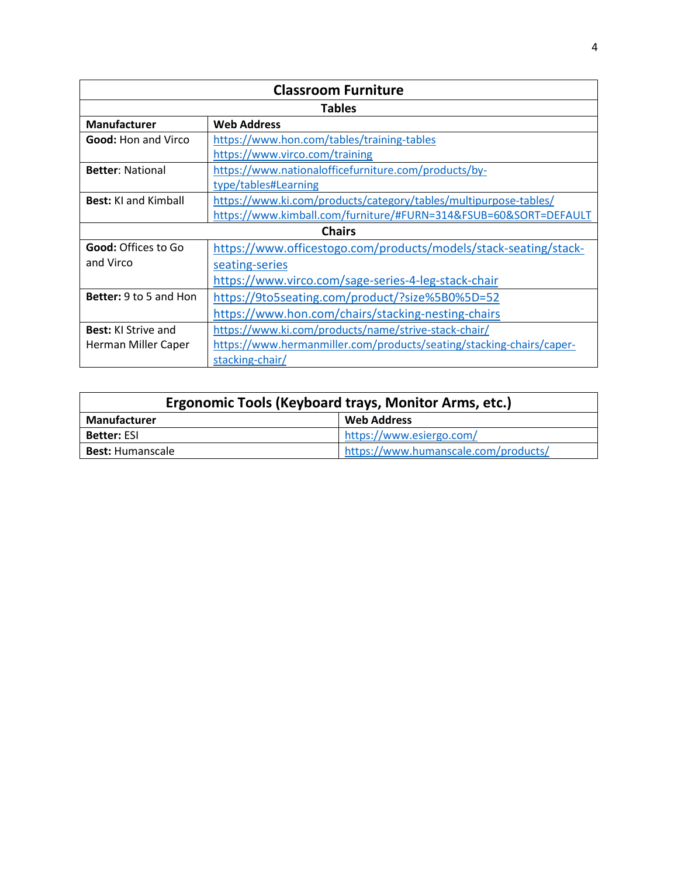| Classroom Furniture | |
|---|---|
| **Tables** | |
| **Manufacturer** | **Web Address** |
| **Good:** Hon and Virco | https://www.hon.com/tables/training-tables<br>https://www.virco.com/training |
| **Better**: National | https://www.nationalofficefurniture.com/products/by-type/tables#Learning |
| **Best:** KI and Kimball | https://www.ki.com/products/category/tables/multipurpose-tables/<br>https://www.kimball.com/furniture/#FURN=314&FSUB=60&SORT=DEFAULT |
| **Chairs** | |
| **Good:** Offices to Go and Virco | https://www.officestogo.com/products/models/stack-seating/stack-seating-series<br>https://www.virco.com/sage-series-4-leg-stack-chair |
| **Better:** 9 to 5 and Hon | https://9to5seating.com/product/?size%5B0%5D=52<br>https://www.hon.com/chairs/stacking-nesting-chairs |
| **Best:** KI Strive and Herman Miller Caper | https://www.ki.com/products/name/strive-stack-chair/<br>https://www.hermanmiller.com/products/seating/stacking-chairs/caper-stacking-chair/ |

| Ergonomic Tools (Keyboard trays, Monitor Arms, etc.) | |
|---|---|
| **Manufacturer** | **Web Address** |
| **Better:** ESI | https://www.esiergo.com/ |
| **Best:** Humanscale | https://www.humanscale.com/products/ |